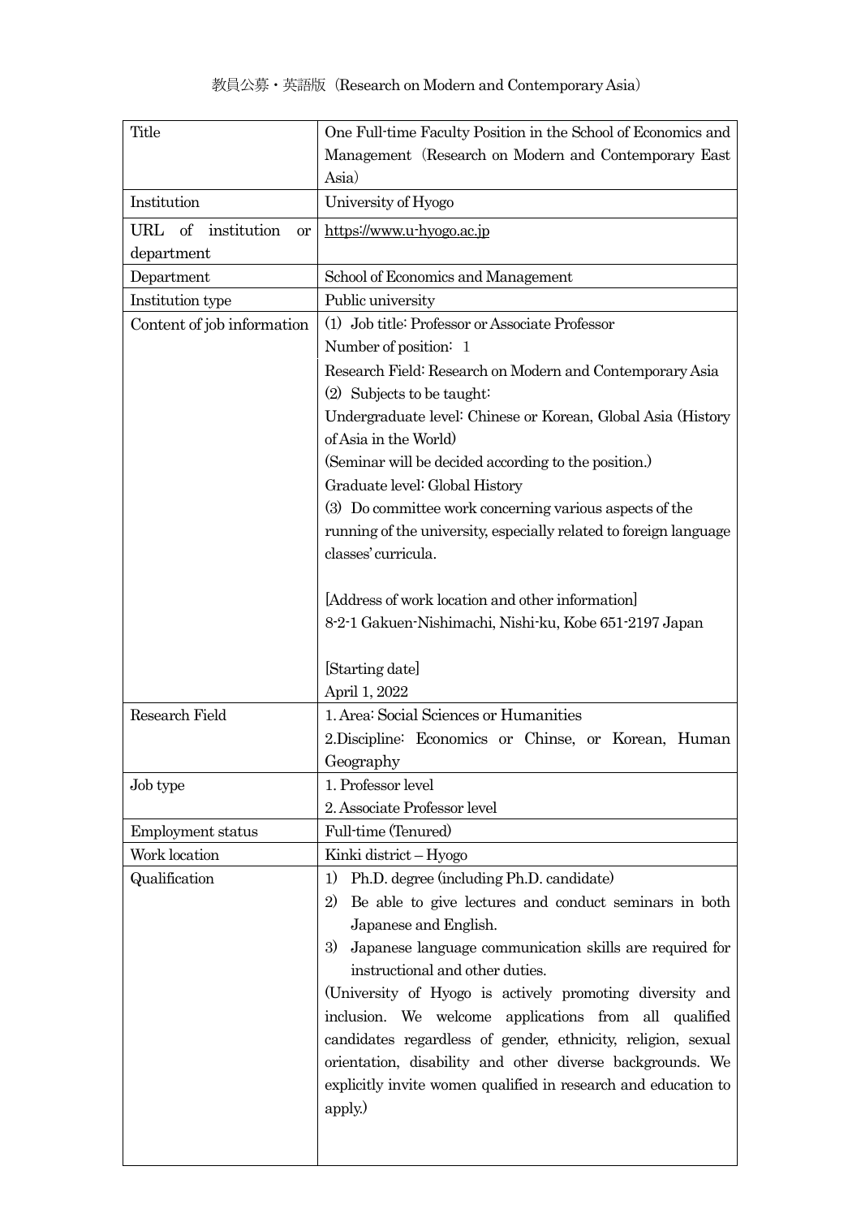教員公募・英語版（Research on Modern and Contemporary Asia）

| Title | One Full-time Faculty Position in the School of Economics and Management（Research on Modern and Contemporary East Asia） |
|---|---|
| Institution | University of Hyogo |
| URL of institution or department | https://www.u-hyogo.ac.jp |
| Department | School of Economics and Management |
| Institution type | Public university |
| Content of job information | (1) Job title: Professor or Associate Professor<br>Number of position: 1<br>Research Field: Research on Modern and Contemporary Asia<br>(2) Subjects to be taught:<br>Undergraduate level: Chinese or Korean, Global Asia (History of Asia in the World)<br>(Seminar will be decided according to the position.)<br>Graduate level: Global History<br>(3) Do committee work concerning various aspects of the running of the university, especially related to foreign language classes' curricula.<br><br>[Address of work location and other information]<br>8-2-1 Gakuen-Nishimachi, Nishi-ku, Kobe 651-2197 Japan<br><br>[Starting date]<br>April 1, 2022 |
| Research Field | 1. Area: Social Sciences or Humanities<br>2.Discipline: Economics or Chinse, or Korean, Human Geography |
| Job type | 1. Professor level<br>2. Associate Professor level |
| Employment status | Full-time (Tenured) |
| Work location | Kinki district – Hyogo |
| Qualification | 1) Ph.D. degree (including Ph.D. candidate)<br>2) Be able to give lectures and conduct seminars in both Japanese and English.<br>3) Japanese language communication skills are required for instructional and other duties.<br>(University of Hyogo is actively promoting diversity and inclusion. We welcome applications from all qualified candidates regardless of gender, ethnicity, religion, sexual orientation, disability and other diverse backgrounds. We explicitly invite women qualified in research and education to apply.) |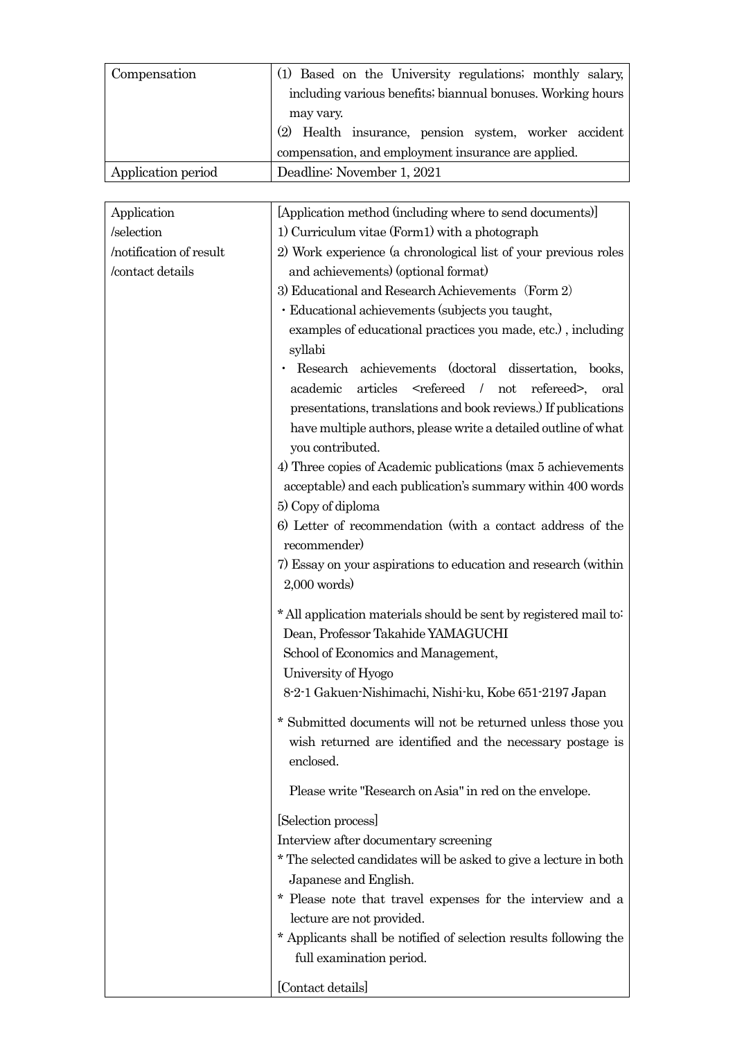| | |
|---|---|
| Compensation | (1) Based on the University regulations; monthly salary, including various benefits; biannual bonuses. Working hours may vary.<br>(2) Health insurance, pension system, worker accident compensation, and employment insurance are applied. |
| Application period | Deadline: November 1, 2021 |

| | |
|---|---|
| Application<br>/selection<br>/notification of result<br>/contact details | [Application method (including where to send documents)]<br>1) Curriculum vitae (Form1) with a photograph<br>2) Work experience (a chronological list of your previous roles and achievements) (optional format)<br>3) Educational and Research Achievements (Form 2)<br>・Educational achievements (subjects you taught, examples of educational practices you made, etc.) , including syllabi<br>・ Research achievements (doctoral dissertation, books, academic articles <refereed / not refereed>, oral presentations, translations and book reviews.) If publications have multiple authors, please write a detailed outline of what you contributed.<br>4) Three copies of Academic publications (max 5 achievements acceptable) and each publication's summary within 400 words<br>5) Copy of diploma<br>6) Letter of recommendation (with a contact address of the recommender)<br>7) Essay on your aspirations to education and research (within 2,000 words)<br><br>* All application materials should be sent by registered mail to:<br>Dean, Professor Takahide YAMAGUCHI<br>School of Economics and Management,<br>University of Hyogo<br>8-2-1 Gakuen-Nishimachi, Nishi-ku, Kobe 651-2197 Japan<br><br>* Submitted documents will not be returned unless those you wish returned are identified and the necessary postage is enclosed.<br><br>Please write "Research on Asia" in red on the envelope.<br><br>[Selection process]<br>Interview after documentary screening<br>* The selected candidates will be asked to give a lecture in both Japanese and English.<br>* Please note that travel expenses for the interview and a lecture are not provided.<br>* Applicants shall be notified of selection results following the full examination period.<br><br>[Contact details] |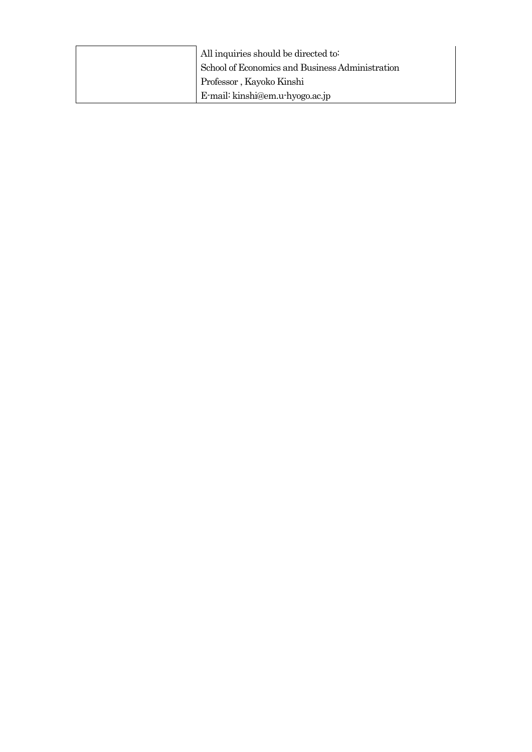| | |
|---|---|
| | All inquiries should be directed to:<br>School of Economics and Business Administration<br>Professor , Kayoko Kinshi<br>E-mail: kinshi@em.u-hyogo.ac.jp |